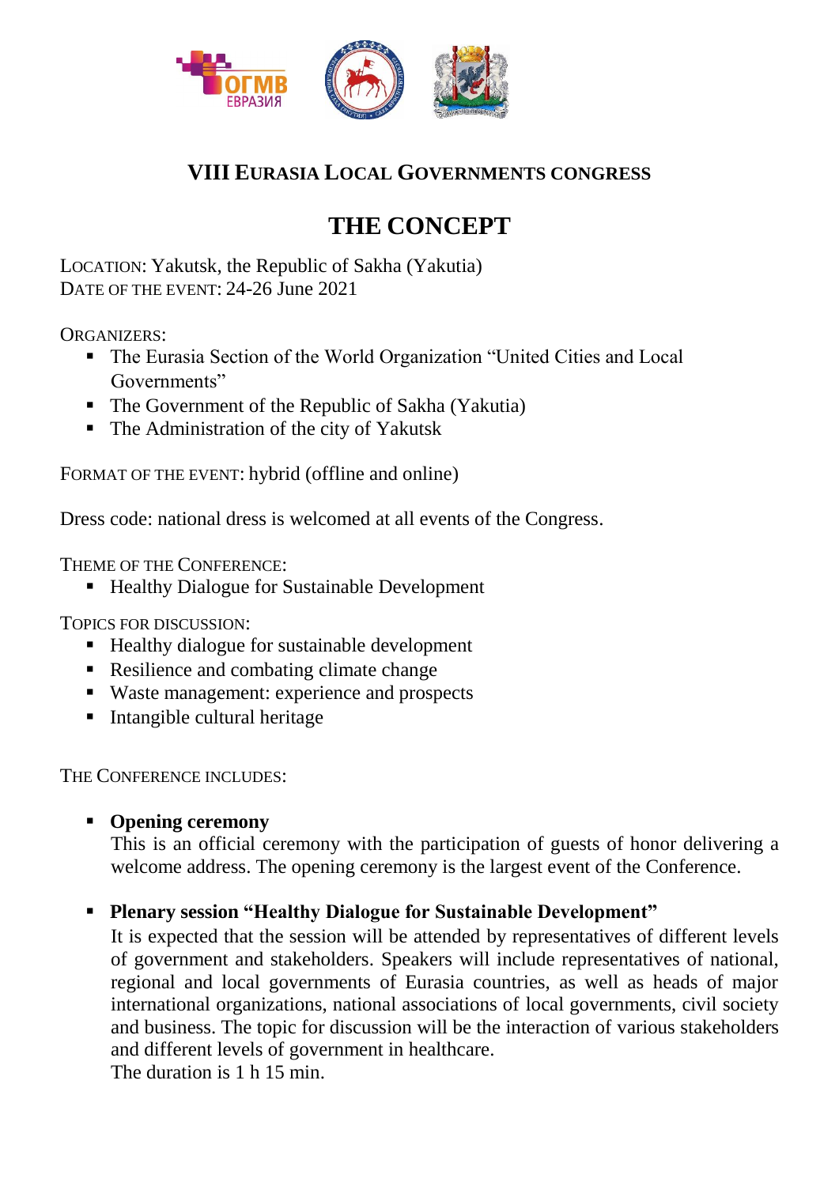## VIII EURASIA LOCAL GOVERNMENTS CONGRESS

# THE CONCEPT

LOCATION: Yakutsk, the Republic of Sakha (Yakutia)
DATE OF THE EVENT: 24-26 June 2021

ORGANIZERS:

- The Eurasia Section of the World Organization "United Cities and Local Governments"
- The Government of the Republic of Sakha (Yakutia)
- The Administration of the city of Yakutsk

FORMAT OF THE EVENT: hybrid (offline and online)

Dress code: national dress is welcomed at all events of the Congress.

THEME OF THE CONFERENCE:

- Healthy Dialogue for Sustainable Development

TOPICS FOR DISCUSSION:

- Healthy dialogue for sustainable development
- Resilience and combating climate change
- Waste management: experience and prospects
- Intangible cultural heritage

THE CONFERENCE INCLUDES:

- **Opening ceremony**
  This is an official ceremony with the participation of guests of honor delivering a welcome address. The opening ceremony is the largest event of the Conference.

- **Plenary session "Healthy Dialogue for Sustainable Development"**
  It is expected that the session will be attended by representatives of different levels of government and stakeholders. Speakers will include representatives of national, regional and local governments of Eurasia countries, as well as heads of major international organizations, national associations of local governments, civil society and business. The topic for discussion will be the interaction of various stakeholders and different levels of government in healthcare.
  The duration is 1 h 15 min.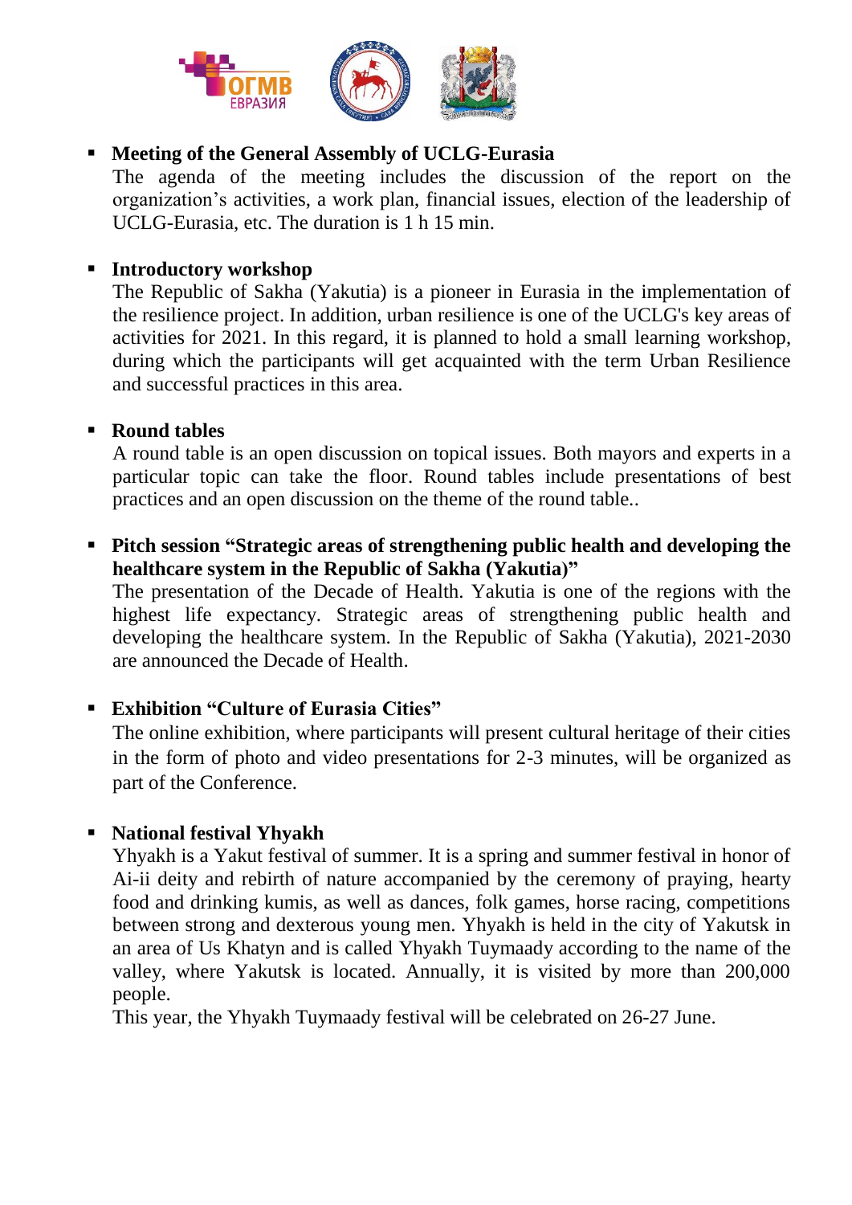- **Meeting of the General Assembly of UCLG-Eurasia**
  The agenda of the meeting includes the discussion of the report on the organization's activities, a work plan, financial issues, election of the leadership of UCLG-Eurasia, etc. The duration is 1 h 15 min.

- **Introductory workshop**
  The Republic of Sakha (Yakutia) is a pioneer in Eurasia in the implementation of the resilience project. In addition, urban resilience is one of the UCLG's key areas of activities for 2021. In this regard, it is planned to hold a small learning workshop, during which the participants will get acquainted with the term Urban Resilience and successful practices in this area.

- **Round tables**
  A round table is an open discussion on topical issues. Both mayors and experts in a particular topic can take the floor. Round tables include presentations of best practices and an open discussion on the theme of the round table..

- **Pitch session "Strategic areas of strengthening public health and developing the healthcare system in the Republic of Sakha (Yakutia)"**
  The presentation of the Decade of Health. Yakutia is one of the regions with the highest life expectancy. Strategic areas of strengthening public health and developing the healthcare system. In the Republic of Sakha (Yakutia), 2021-2030 are announced the Decade of Health.

- **Exhibition "Culture of Eurasia Cities"**
  The online exhibition, where participants will present cultural heritage of their cities in the form of photo and video presentations for 2-3 minutes, will be organized as part of the Conference.

- **National festival Yhyakh**
  Yhyakh is a Yakut festival of summer. It is a spring and summer festival in honor of Ai-ii deity and rebirth of nature accompanied by the ceremony of praying, hearty food and drinking kumis, as well as dances, folk games, horse racing, competitions between strong and dexterous young men. Yhyakh is held in the city of Yakutsk in an area of Us Khatyn and is called Yhyakh Tuymaady according to the name of the valley, where Yakutsk is located. Annually, it is visited by more than 200,000 people.
  This year, the Yhyakh Tuymaady festival will be celebrated on 26-27 June.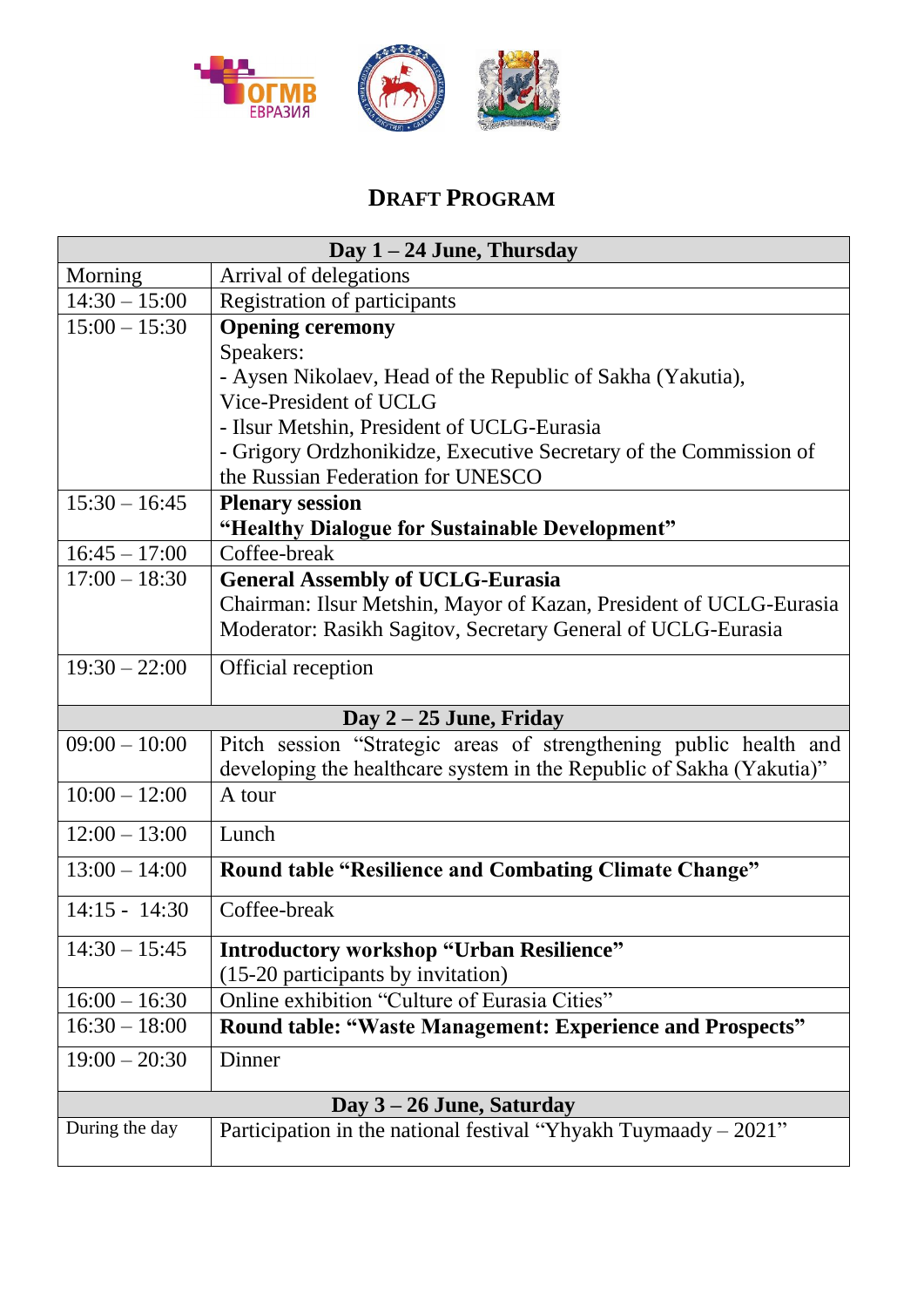# DRAFT PROGRAM

| | |
|---|---|
| **Day 1 – 24 June, Thursday** | |
| Morning | Arrival of delegations |
| 14:30 – 15:00 | Registration of participants |
| 15:00 – 15:30 | **Opening ceremony**<br>Speakers:<br>- Aysen Nikolaev, Head of the Republic of Sakha (Yakutia), Vice-President of UCLG<br>- Ilsur Metshin, President of UCLG-Eurasia<br>- Grigory Ordzhonikidze, Executive Secretary of the Commission of the Russian Federation for UNESCO |
| 15:30 – 16:45 | **Plenary session**<br>**"Healthy Dialogue for Sustainable Development"** |
| 16:45 – 17:00 | Coffee-break |
| 17:00 – 18:30 | **General Assembly of UCLG-Eurasia**<br>Chairman: Ilsur Metshin, Mayor of Kazan, President of UCLG-Eurasia<br>Moderator: Rasikh Sagitov, Secretary General of UCLG-Eurasia |
| 19:30 – 22:00 | Official reception |
| **Day 2 – 25 June, Friday** | |
| 09:00 – 10:00 | Pitch session "Strategic areas of strengthening public health and developing the healthcare system in the Republic of Sakha (Yakutia)" |
| 10:00 – 12:00 | A tour |
| 12:00 – 13:00 | Lunch |
| 13:00 – 14:00 | **Round table "Resilience and Combating Climate Change"** |
| 14:15 - 14:30 | Coffee-break |
| 14:30 – 15:45 | **Introductory workshop "Urban Resilience"**<br>(15-20 participants by invitation) |
| 16:00 – 16:30 | Online exhibition "Culture of Eurasia Cities" |
| 16:30 – 18:00 | **Round table: "Waste Management: Experience and Prospects"** |
| 19:00 – 20:30 | Dinner |
| **Day 3 – 26 June, Saturday** | |
| During the day | Participation in the national festival "Yhyakh Tuymaady – 2021" |